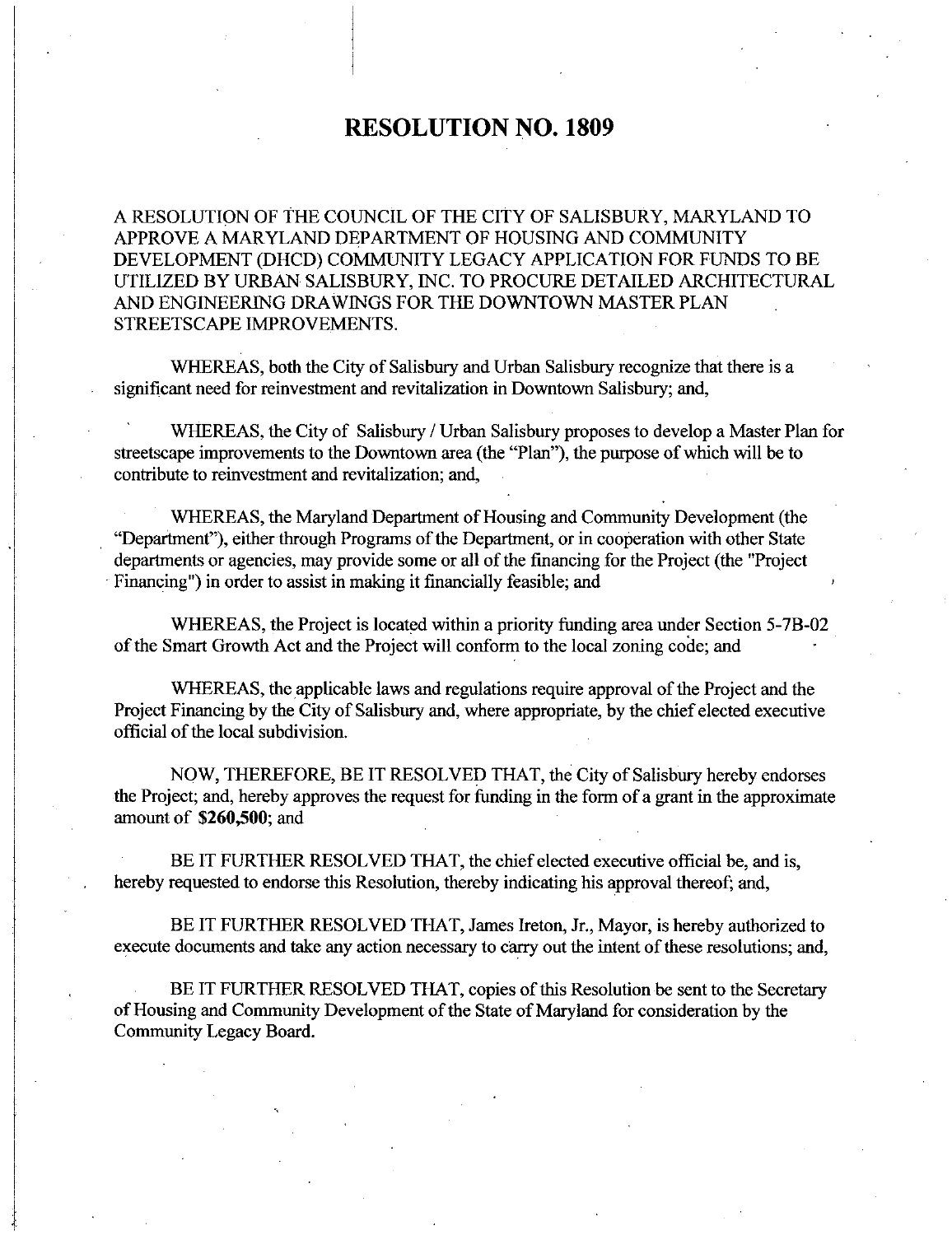# RESOLUTION NO. 1809

A RESOLUTION OF THE COUNCIL OF THE CITY OF SALISBURY, MARYLAND TO APPROVE A MARYLAND DEPARTMENT OF HOUSING AND COMMUNITY DEVELOPMENT (DHCD) COMMUNITY LEGACY APPLICATION FOR FUNDS TO BE UTILIZED BY URBAN SALISBURY, INC. TO PROCURE DETAILED ARCHITECTURAL AND ENGINEERING DRAWINGS FOR THE DOWNTOWN MASTER PLAN STREETSCAPE IMPROVEMENTS.

WHEREAS, both the City of Salisbury and Urban Salisbury recognize that there is a significant need for reinvestment and revitalization in Downtown Salisbury; and,

WHEREAS, the City of Salisbury / Urban Salisbury proposes to develop a Master Plan for streetscape improvements to the Downtown area (the "Plan"), the purpose of which will be to contribute to reinvestment and revitalization; and,

WHEREAS, the Maryland Department of Housing and Community Development (the "Department"), either through Programs of the Department, or in cooperation with other State departments or agencies, may provide some or all of the financing for the Project (the "Project Financing") in order to assist in making it financially feasible; and

WHEREAS, the Project is located within a priority funding area under Section 5-7B-02 of the Smart Growth Act and the Project will conform to the local zoning code; and

WHEREAS, the applicable laws and regulations require approval of the Project and the Project Financing by the City of Salisbury and, where appropriate, by the chief elected executive official of the local subdivision.

NOW, THEREFORE, BE IT RESOLVED THAT, the City of Salisbury hereby endorses the Project; and, hereby approves the request for funding in the form of a grant in the approximate amount of **$260,500**; and

BE IT FURTHER RESOLVED THAT, the chief elected executive official be, and is, hereby requested to endorse this Resolution, thereby indicating his approval thereof; and,

BE IT FURTHER RESOLVED THAT, James Ireton, Jr., Mayor, is hereby authorized to execute documents and take any action necessary to carry out the intent of these resolutions; and,

BE IT FURTHER RESOLVED THAT, copies of this Resolution be sent to the Secretary of Housing and Community Development of the State of Maryland for consideration by the Community Legacy Board.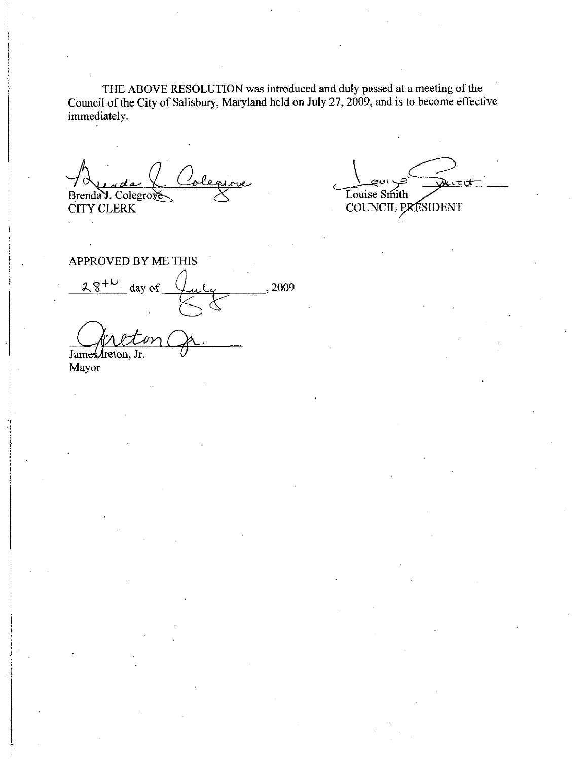THE ABOVE RESOLUTION was introduced and duly passed at a meeting of the Council of the City of Salisbury, Maryland held on July 27, 2009, and is to become effective immediately.

Brenda J. Colegrove
CITY CLERK

Louise Smith
COUNCIL PRESIDENT

APPROVED BY ME THIS

28th day of July, 2009

James Ireton, Jr.
Mayor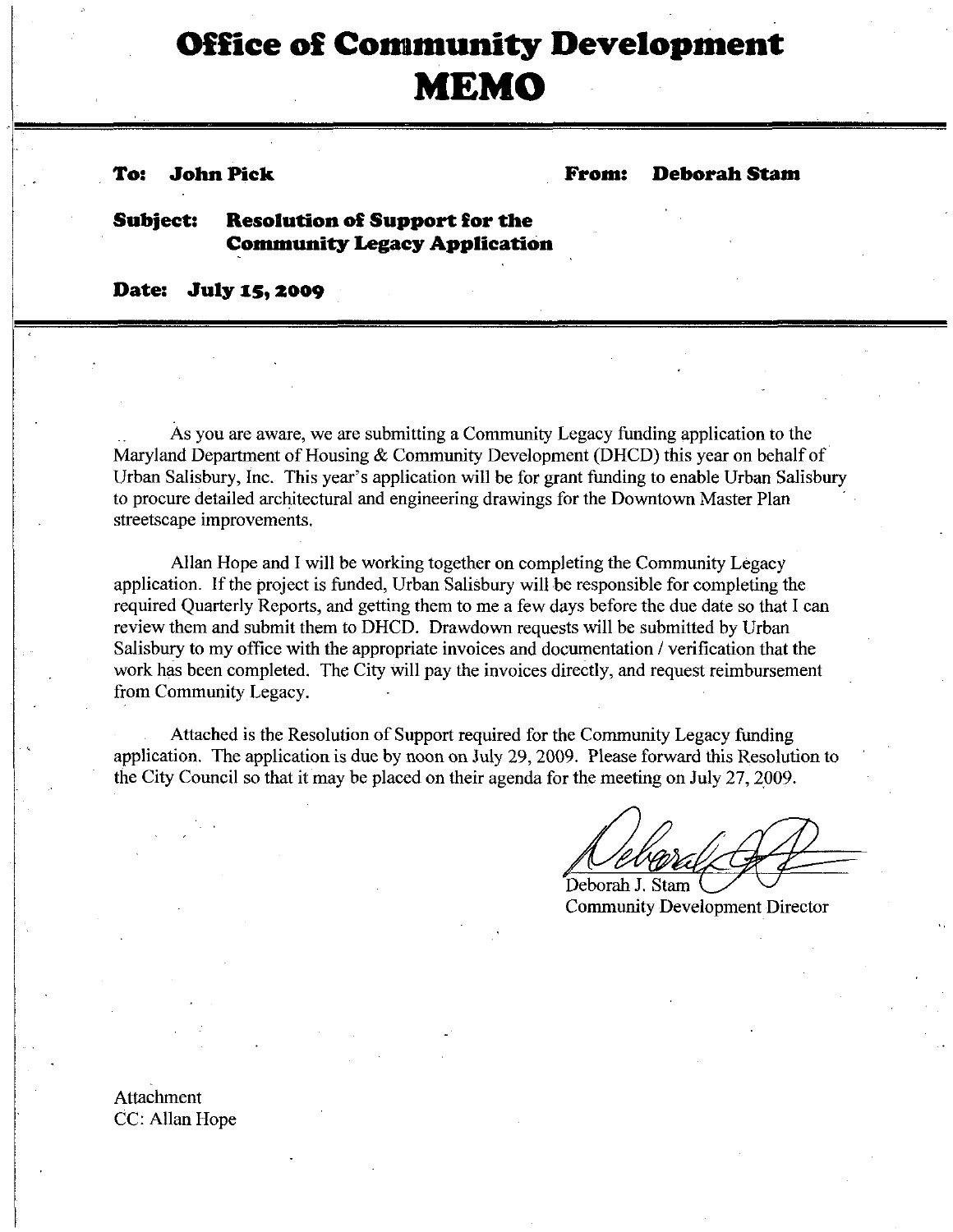# Office of Community Development
# MEMO

**To: John Pick** **From: Deborah Stam**

**Subject: Resolution of Support for the Community Legacy Application**

**Date: July 15, 2009**

---

As you are aware, we are submitting a Community Legacy funding application to the Maryland Department of Housing & Community Development (DHCD) this year on behalf of Urban Salisbury, Inc. This year's application will be for grant funding to enable Urban Salisbury to procure detailed architectural and engineering drawings for the Downtown Master Plan streetscape improvements.

Allan Hope and I will be working together on completing the Community Legacy application. If the project is funded, Urban Salisbury will be responsible for completing the required Quarterly Reports, and getting them to me a few days before the due date so that I can review them and submit them to DHCD. Drawdown requests will be submitted by Urban Salisbury to my office with the appropriate invoices and documentation / verification that the work has been completed. The City will pay the invoices directly, and request reimbursement from Community Legacy.

Attached is the Resolution of Support required for the Community Legacy funding application. The application is due by noon on July 29, 2009. Please forward this Resolution to the City Council so that it may be placed on their agenda for the meeting on July 27, 2009.

Deborah J. Stam
Community Development Director

Attachment
CC: Allan Hope